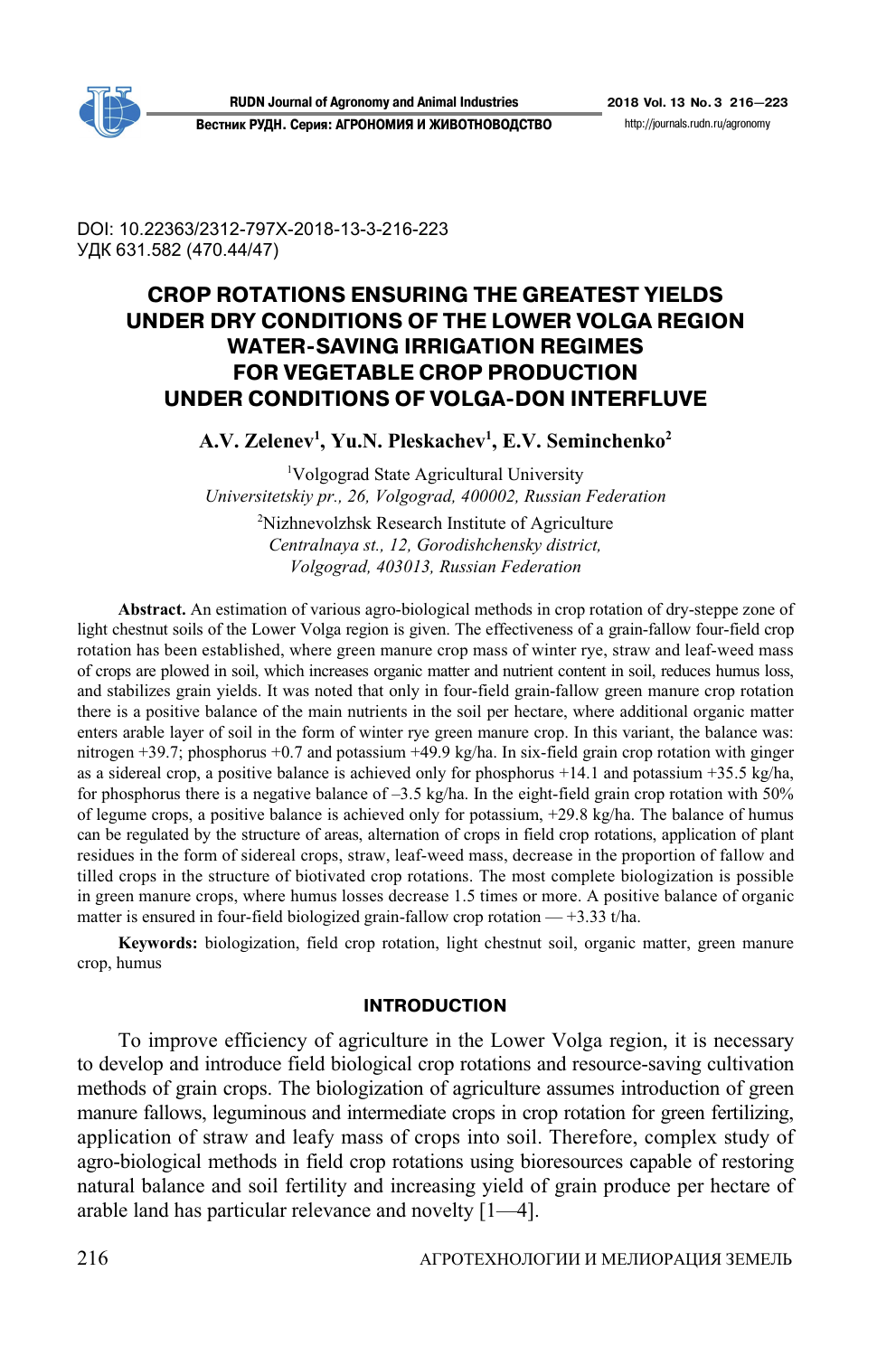DOI: 10.22363/2312-797X-2018-13-3-216-223
УДК 631.582 (470.44/47)

# CROP ROTATIONS ENSURING THE GREATEST YIELDS UNDER DRY CONDITIONS OF THE LOWER VOLGA REGION WATER-SAVING IRRIGATION REGIMES FOR VEGETABLE CROP PRODUCTION UNDER CONDITIONS OF VOLGA-DON INTERFLUVE

**A.V. Zelenev[1], Yu.N. Pleskachev[1], E.V. Seminchenko[2]**

[1]Volgograd State Agricultural University
*Universitetskiy pr., 26, Volgograd, 400002, Russian Federation*

[2]Nizhnevolzhsk Research Institute of Agriculture
*Centralnaya st., 12, Gorodishchensky district, Volgograd, 403013, Russian Federation*

**Abstract.** An estimation of various agro-biological methods in crop rotation of dry-steppe zone of light chestnut soils of the Lower Volga region is given. The effectiveness of a grain-fallow four-field crop rotation has been established, where green manure crop mass of winter rye, straw and leaf-weed mass of crops are plowed in soil, which increases organic matter and nutrient content in soil, reduces humus loss, and stabilizes grain yields. It was noted that only in four-field grain-fallow green manure crop rotation there is a positive balance of the main nutrients in the soil per hectare, where additional organic matter enters arable layer of soil in the form of winter rye green manure crop. In this variant, the balance was: nitrogen +39.7; phosphorus +0.7 and potassium +49.9 kg/ha. In six-field grain crop rotation with ginger as a sidereal crop, a positive balance is achieved only for phosphorus +14.1 and potassium +35.5 kg/ha, for phosphorus there is a negative balance of –3.5 kg/ha. In the eight-field grain crop rotation with 50% of legume crops, a positive balance is achieved only for potassium, +29.8 kg/ha. The balance of humus can be regulated by the structure of areas, alternation of crops in field crop rotations, application of plant residues in the form of sidereal crops, straw, leaf-weed mass, decrease in the proportion of fallow and tilled crops in the structure of biotivated crop rotations. The most complete biologization is possible in green manure crops, where humus losses decrease 1.5 times or more. A positive balance of organic matter is ensured in four-field biologized grain-fallow crop rotation — +3.33 t/ha.

**Keywords:** biologization, field crop rotation, light chestnut soil, organic matter, green manure crop, humus

## INTRODUCTION

To improve efficiency of agriculture in the Lower Volga region, it is necessary to develop and introduce field biological crop rotations and resource-saving cultivation methods of grain crops. The biologization of agriculture assumes introduction of green manure fallows, leguminous and intermediate crops in crop rotation for green fertilizing, application of straw and leafy mass of crops into soil. Therefore, complex study of agro-biological methods in field crop rotations using bioresources capable of restoring natural balance and soil fertility and increasing yield of grain produce per hectare of arable land has particular relevance and novelty [1—4].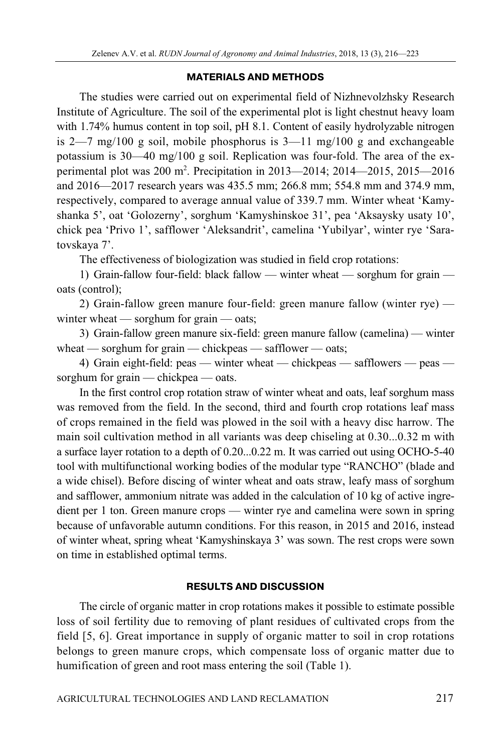## MATERIALS AND METHODS

The studies were carried out on experimental field of Nizhnevolzhsky Research Institute of Agriculture. The soil of the experimental plot is light chestnut heavy loam with 1.74% humus content in top soil, pH 8.1. Content of easily hydrolyzable nitrogen is 2—7 mg/100 g soil, mobile phosphorus is 3—11 mg/100 g and exchangeable potassium is 30—40 mg/100 g soil. Replication was four-fold. The area of the experimental plot was 200 $m^2$. Precipitation in 2013—2014; 2014—2015, 2015—2016 and 2016—2017 research years was 435.5 mm; 266.8 mm; 554.8 mm and 374.9 mm, respectively, compared to average annual value of 339.7 mm. Winter wheat 'Kamyshanka 5', oat 'Golozerny', sorghum 'Kamyshinskoe 31', pea 'Aksaysky usaty 10', chick pea 'Privo 1', safflower 'Aleksandrit', camelina 'Yubilyar', winter rye 'Saratovskaya 7'.

The effectiveness of biologization was studied in field crop rotations:

1) Grain-fallow four-field: black fallow — winter wheat — sorghum for grain — oats (control);

2) Grain-fallow green manure four-field: green manure fallow (winter rye) — winter wheat — sorghum for grain — oats;

3) Grain-fallow green manure six-field: green manure fallow (camelina) — winter wheat — sorghum for grain — chickpeas — safflower — oats;

4) Grain eight-field: peas — winter wheat — chickpeas — safflowers — peas — sorghum for grain — chickpea — oats.

In the first control crop rotation straw of winter wheat and oats, leaf sorghum mass was removed from the field. In the second, third and fourth crop rotations leaf mass of crops remained in the field was plowed in the soil with a heavy disc harrow. The main soil cultivation method in all variants was deep chiseling at 0.30...0.32 m with a surface layer rotation to a depth of 0.20...0.22 m. It was carried out using OCHO-5-40 tool with multifunctional working bodies of the modular type "RANCHO" (blade and a wide chisel). Before discing of winter wheat and oats straw, leafy mass of sorghum and safflower, ammonium nitrate was added in the calculation of 10 kg of active ingredient per 1 ton. Green manure crops — winter rye and camelina were sown in spring because of unfavorable autumn conditions. For this reason, in 2015 and 2016, instead of winter wheat, spring wheat 'Kamyshinskaya 3' was sown. The rest crops were sown on time in established optimal terms.

## RESULTS AND DISCUSSION

The circle of organic matter in crop rotations makes it possible to estimate possible loss of soil fertility due to removing of plant residues of cultivated crops from the field [5, 6]. Great importance in supply of organic matter to soil in crop rotations belongs to green manure crops, which compensate loss of organic matter due to humification of green and root mass entering the soil (Table 1).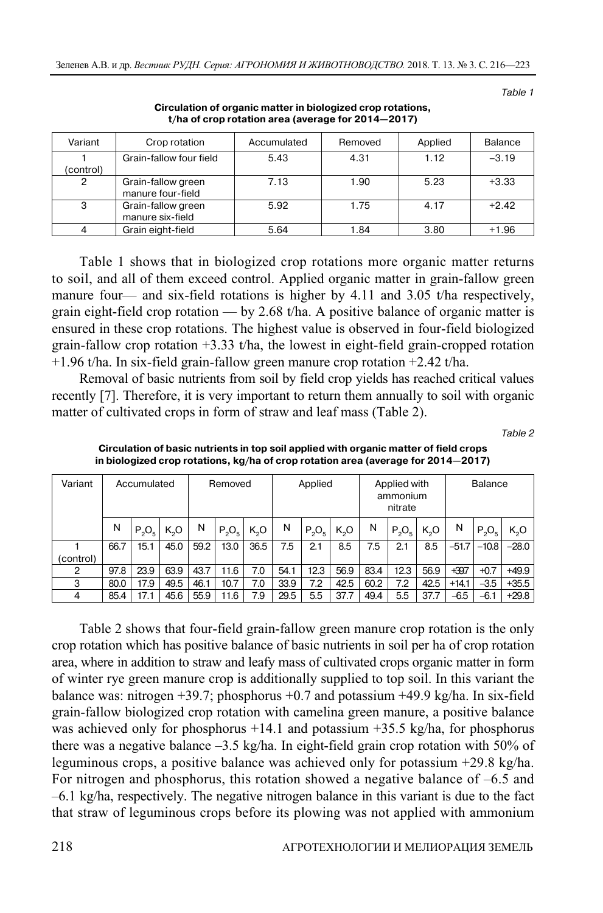*Table 1*

**Circulation of organic matter in biologized crop rotations, t/ha of crop rotation area (average for 2014—2017)**

| Variant | Crop rotation | Accumulated | Removed | Applied | Balance |
|---|---|---|---|---|---|
| 1 (control) | Grain-fallow four field | 5.43 | 4.31 | 1.12 | –3.19 |
| 2 | Grain-fallow green manure four-field | 7.13 | 1.90 | 5.23 | +3.33 |
| 3 | Grain-fallow green manure six-field | 5.92 | 1.75 | 4.17 | +2.42 |
| 4 | Grain eight-field | 5.64 | 1.84 | 3.80 | +1.96 |

Table 1 shows that in biologized crop rotations more organic matter returns to soil, and all of them exceed control. Applied organic matter in grain-fallow green manure four— and six-field rotations is higher by 4.11 and 3.05 t/ha respectively, grain eight-field crop rotation — by 2.68 t/ha. A positive balance of organic matter is ensured in these crop rotations. The highest value is observed in four-field biologized grain-fallow crop rotation +3.33 t/ha, the lowest in eight-field grain-cropped rotation +1.96 t/ha. In six-field grain-fallow green manure crop rotation +2.42 t/ha.

Removal of basic nutrients from soil by field crop yields has reached critical values recently [7]. Therefore, it is very important to return them annually to soil with organic matter of cultivated crops in form of straw and leaf mass (Table 2).

*Table 2*

**Circulation of basic nutrients in top soil applied with organic matter of field crops in biologized crop rotations, kg/ha of crop rotation area (average for 2014—2017)**

| Variant | Accumulated | | | Removed | | | Applied | | | Applied with ammonium nitrate | | | Balance | | |
|---|---|---|---|---|---|---|---|---|---|---|---|---|---|---|---|
| | N | $P_2O_5$ | $K_2O$ | N | $P_2O_5$ | $K_2O$ | N | $P_2O_5$ | $K_2O$ | N | $P_2O_5$ | $K_2O$ | N | $P_2O_5$ | $K_2O$ |
| 1 (control) | 66.7 | 15.1 | 45.0 | 59.2 | 13.0 | 36.5 | 7.5 | 2.1 | 8.5 | 7.5 | 2.1 | 8.5 | –51.7 | –10.8 | –28.0 |
| 2 | 97.8 | 23.9 | 63.9 | 43.7 | 11.6 | 7.0 | 54.1 | 12.3 | 56.9 | 83.4 | 12.3 | 56.9 | +39.7 | +0.7 | +49.9 |
| 3 | 80.0 | 17.9 | 49.5 | 46.1 | 10.7 | 7.0 | 33.9 | 7.2 | 42.5 | 60.2 | 7.2 | 42.5 | +14.1 | –3.5 | +35.5 |
| 4 | 85.4 | 17.1 | 45.6 | 55.9 | 11.6 | 7.9 | 29.5 | 5.5 | 37.7 | 49.4 | 5.5 | 37.7 | –6.5 | –6.1 | +29.8 |

Table 2 shows that four-field grain-fallow green manure crop rotation is the only crop rotation which has positive balance of basic nutrients in soil per ha of crop rotation area, where in addition to straw and leafy mass of cultivated crops organic matter in form of winter rye green manure crop is additionally supplied to top soil. In this variant the balance was: nitrogen +39.7; phosphorus +0.7 and potassium +49.9 kg/ha. In six-field grain-fallow biologized crop rotation with camelina green manure, a positive balance was achieved only for phosphorus +14.1 and potassium +35.5 kg/ha, for phosphorus there was a negative balance –3.5 kg/ha. In eight-field grain crop rotation with 50% of leguminous crops, a positive balance was achieved only for potassium +29.8 kg/ha. For nitrogen and phosphorus, this rotation showed a negative balance of –6.5 and –6.1 kg/ha, respectively. The negative nitrogen balance in this variant is due to the fact that straw of leguminous crops before its plowing was not applied with ammonium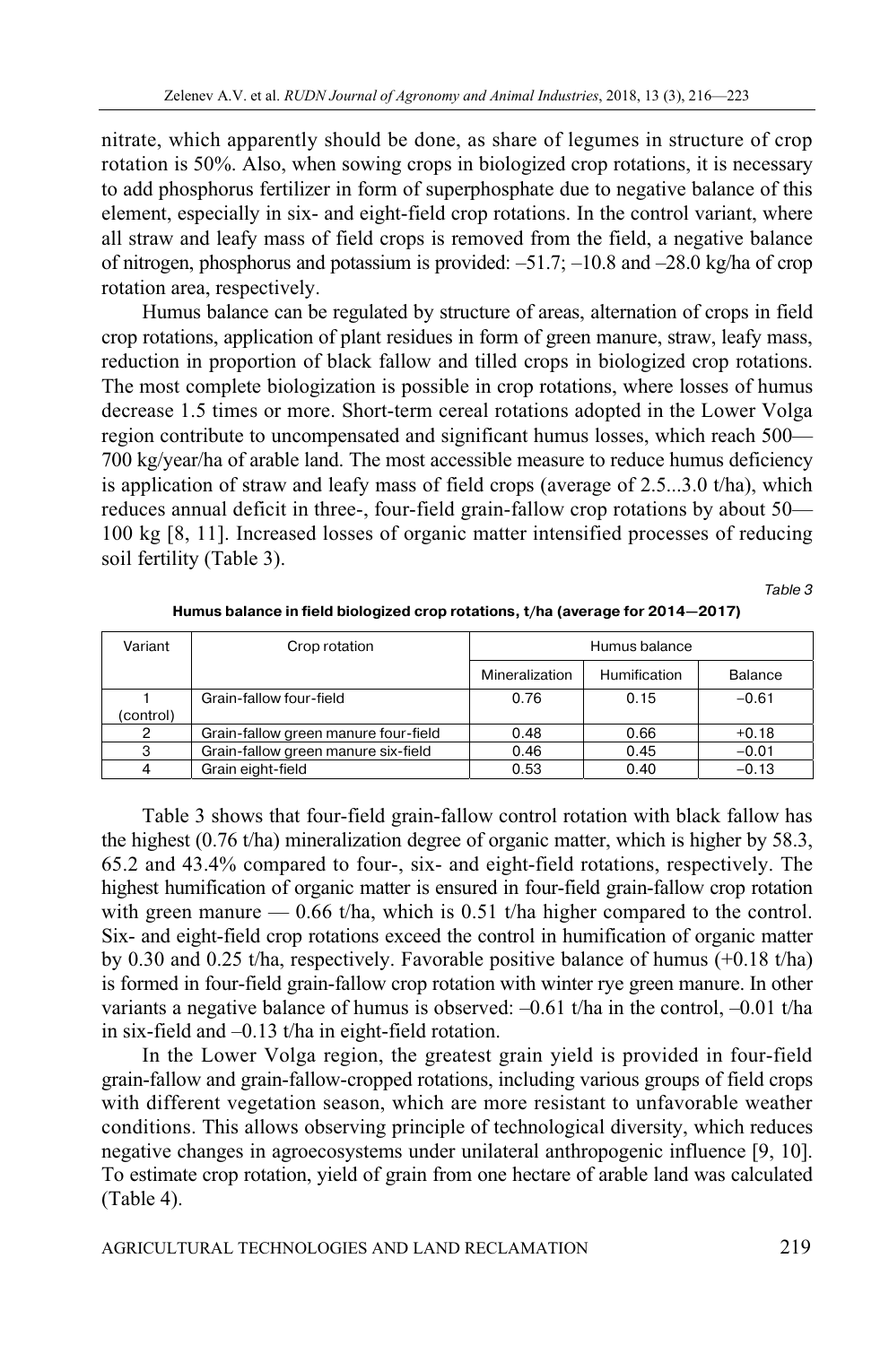nitrate, which apparently should be done, as share of legumes in structure of crop rotation is 50%. Also, when sowing crops in biologized crop rotations, it is necessary to add phosphorus fertilizer in form of superphosphate due to negative balance of this element, especially in six- and eight-field crop rotations. In the control variant, where all straw and leafy mass of field crops is removed from the field, a negative balance of nitrogen, phosphorus and potassium is provided: –51.7; –10.8 and –28.0 kg/ha of crop rotation area, respectively.

Humus balance can be regulated by structure of areas, alternation of crops in field crop rotations, application of plant residues in form of green manure, straw, leafy mass, reduction in proportion of black fallow and tilled crops in biologized crop rotations. The most complete biologization is possible in crop rotations, where losses of humus decrease 1.5 times or more. Short-term cereal rotations adopted in the Lower Volga region contribute to uncompensated and significant humus losses, which reach 500—700 kg/year/ha of arable land. The most accessible measure to reduce humus deficiency is application of straw and leafy mass of field crops (average of 2.5...3.0 t/ha), which reduces annual deficit in three-, four-field grain-fallow crop rotations by about 50—100 kg [8, 11]. Increased losses of organic matter intensified processes of reducing soil fertility (Table 3).

*Table 3*

**Humus balance in field biologized crop rotations, t/ha (average for 2014—2017)**

| Variant | Crop rotation | Humus balance | | |
|---|---|---|---|---|
| | | Mineralization | Humification | Balance |
| 1 (control) | Grain-fallow four-field | 0.76 | 0.15 | –0.61 |
| 2 | Grain-fallow green manure four-field | 0.48 | 0.66 | +0.18 |
| 3 | Grain-fallow green manure six-field | 0.46 | 0.45 | –0.01 |
| 4 | Grain eight-field | 0.53 | 0.40 | –0.13 |

Table 3 shows that four-field grain-fallow control rotation with black fallow has the highest (0.76 t/ha) mineralization degree of organic matter, which is higher by 58.3, 65.2 and 43.4% compared to four-, six- and eight-field rotations, respectively. The highest humification of organic matter is ensured in four-field grain-fallow crop rotation with green manure — 0.66 t/ha, which is 0.51 t/ha higher compared to the control. Six- and eight-field crop rotations exceed the control in humification of organic matter by 0.30 and 0.25 t/ha, respectively. Favorable positive balance of humus (+0.18 t/ha) is formed in four-field grain-fallow crop rotation with winter rye green manure. In other variants a negative balance of humus is observed: –0.61 t/ha in the control, –0.01 t/ha in six-field and –0.13 t/ha in eight-field rotation.

In the Lower Volga region, the greatest grain yield is provided in four-field grain-fallow and grain-fallow-cropped rotations, including various groups of field crops with different vegetation season, which are more resistant to unfavorable weather conditions. This allows observing principle of technological diversity, which reduces negative changes in agroecosystems under unilateral anthropogenic influence [9, 10]. To estimate crop rotation, yield of grain from one hectare of arable land was calculated (Table 4).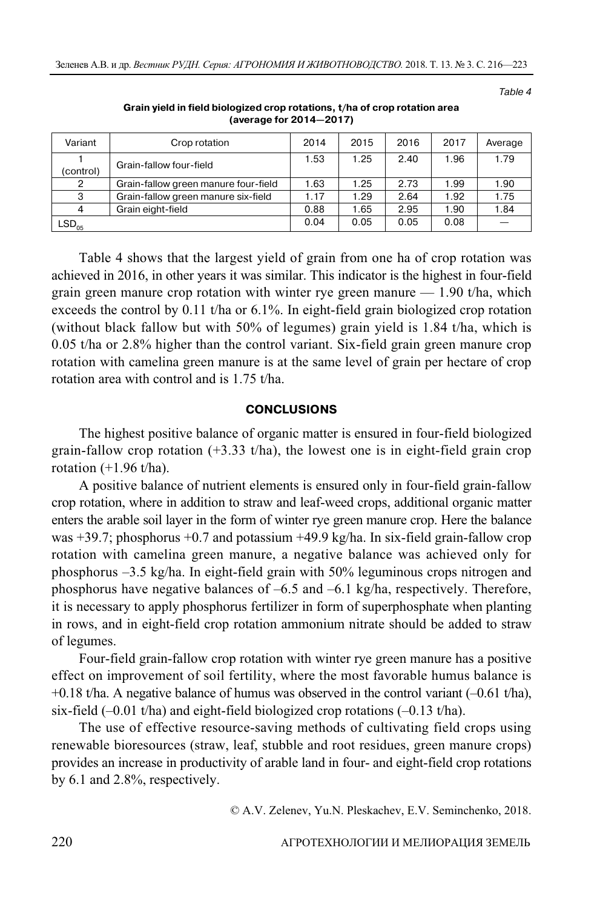*Table 4*

**Grain yield in field biologized crop rotations, t/ha of crop rotation area (average for 2014—2017)**

| Variant | Crop rotation | 2014 | 2015 | 2016 | 2017 | Average |
|---|---|---|---|---|---|---|
| 1 (control) | Grain-fallow four-field | 1.53 | 1.25 | 2.40 | 1.96 | 1.79 |
| 2 | Grain-fallow green manure four-field | 1.63 | 1.25 | 2.73 | 1.99 | 1.90 |
| 3 | Grain-fallow green manure six-field | 1.17 | 1.29 | 2.64 | 1.92 | 1.75 |
| 4 | Grain eight-field | 0.88 | 1.65 | 2.95 | 1.90 | 1.84 |
| $LSD_{05}$ | | 0.04 | 0.05 | 0.05 | 0.08 | — |

Table 4 shows that the largest yield of grain from one ha of crop rotation was achieved in 2016, in other years it was similar. This indicator is the highest in four-field grain green manure crop rotation with winter rye green manure — 1.90 t/ha, which exceeds the control by 0.11 t/ha or 6.1%. In eight-field grain biologized crop rotation (without black fallow but with 50% of legumes) grain yield is 1.84 t/ha, which is 0.05 t/ha or 2.8% higher than the control variant. Six-field grain green manure crop rotation with camelina green manure is at the same level of grain per hectare of crop rotation area with control and is 1.75 t/ha.

## CONCLUSIONS

The highest positive balance of organic matter is ensured in four-field biologized grain-fallow crop rotation (+3.33 t/ha), the lowest one is in eight-field grain crop rotation (+1.96 t/ha).

A positive balance of nutrient elements is ensured only in four-field grain-fallow crop rotation, where in addition to straw and leaf-weed crops, additional organic matter enters the arable soil layer in the form of winter rye green manure crop. Here the balance was +39.7; phosphorus +0.7 and potassium +49.9 kg/ha. In six-field grain-fallow crop rotation with camelina green manure, a negative balance was achieved only for phosphorus –3.5 kg/ha. In eight-field grain with 50% leguminous crops nitrogen and phosphorus have negative balances of –6.5 and –6.1 kg/ha, respectively. Therefore, it is necessary to apply phosphorus fertilizer in form of superphosphate when planting in rows, and in eight-field crop rotation ammonium nitrate should be added to straw of legumes.

Four-field grain-fallow crop rotation with winter rye green manure has a positive effect on improvement of soil fertility, where the most favorable humus balance is +0.18 t/ha. A negative balance of humus was observed in the control variant (–0.61 t/ha), six-field (–0.01 t/ha) and eight-field biologized crop rotations (–0.13 t/ha).

The use of effective resource-saving methods of cultivating field crops using renewable bioresources (straw, leaf, stubble and root residues, green manure crops) provides an increase in productivity of arable land in four- and eight-field crop rotations by 6.1 and 2.8%, respectively.

© A.V. Zelenev, Yu.N. Pleskachev, E.V. Seminchenko, 2018.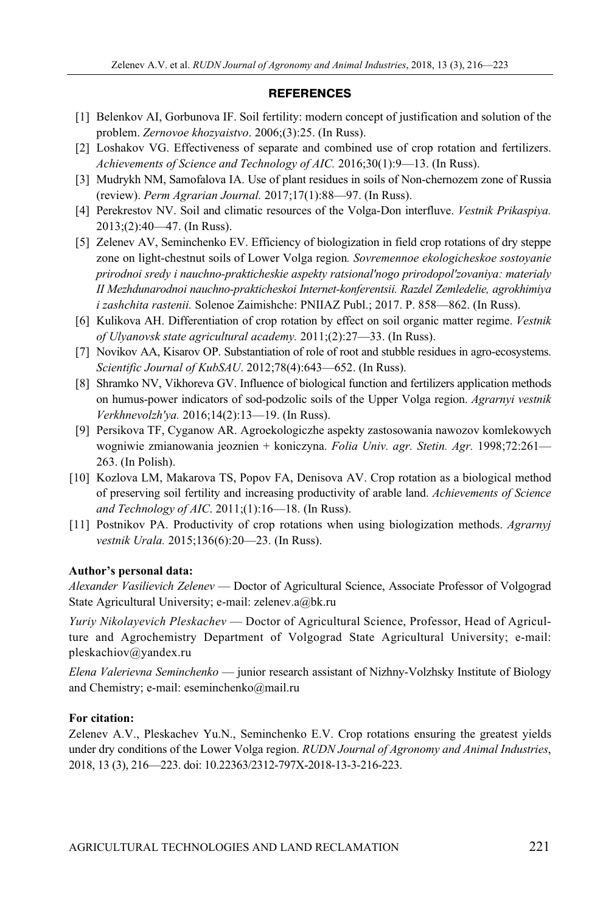## REFERENCES

[1] Belenkov AI, Gorbunova IF. Soil fertility: modern concept of justification and solution of the problem. *Zernovoe khozyaistvo*. 2006;(3):25. (In Russ).

[2] Loshakov VG. Effectiveness of separate and combined use of crop rotation and fertilizers. *Achievements of Science and Technology of AIC.* 2016;30(1):9—13. (In Russ).

[3] Mudrykh NM, Samofalova IA. Use of plant residues in soils of Non-chernozem zone of Russia (review). *Perm Agrarian Journal.* 2017;17(1):88—97. (In Russ).

[4] Perekrestov NV. Soil and climatic resources of the Volga-Don interfluve. *Vestnik Prikaspiya.* 2013;(2):40—47. (In Russ).

[5] Zelenev AV, Seminchenko EV. Efficiency of biologization in field crop rotations of dry steppe zone on light-chestnut soils of Lower Volga region*. Sovremennoe ekologicheskoe sostoyanie prirodnoi sredy i nauchno-prakticheskie aspekty ratsional'nogo prirodopol'zovaniya: materialy II Mezhdunarodnoi nauchno-prakticheskoi Internet-konferentsii. Razdel Zemledelie, agrokhimiya i zashchita rastenii.* Solenoe Zaimishche: PNIIAZ Publ.; 2017. P. 858—862. (In Russ).

[6] Kulikova AH. Differentiation of crop rotation by effect on soil organic matter regime. *Vestnik of Ulyanovsk state agricultural academy.* 2011;(2):27—33. (In Russ).

[7] Novikov AA, Kisarov OP. Substantiation of role of root and stubble residues in agro-ecosystems. *Scientific Journal of KubSAU*. 2012;78(4):643—652. (In Russ).

[8] Shramko NV, Vikhoreva GV. Influence of biological function and fertilizers application methods on humus-power indicators of sod-podzolic soils of the Upper Volga region. *Agrarnyi vestnik Verkhnevolzh'ya.* 2016;14(2):13—19. (In Russ).

[9] Persikova TF, Cyganow AR. Agroekologiczhe aspekty zastosowania nawozov komlekowych wogniwie zmianowania jeoznien + koniczyna. *Folia Univ. agr. Stetin. Agr.* 1998;72:261—263. (In Polish).

[10] Kozlova LM, Makarova TS, Popov FA, Denisova AV. Crop rotation as a biological method of preserving soil fertility and increasing productivity of arable land. *Achievements of Science and Technology of AIC*. 2011;(1):16—18. (In Russ).

[11] Postnikov PA. Productivity of crop rotations when using biologization methods. *Agrarnyj vestnik Urala.* 2015;136(6):20—23. (In Russ).

**Author's personal data:**

*Alexander Vasilievich Zelenev* — Doctor of Agricultural Science, Associate Professor of Volgograd State Agricultural University; e-mail: zelenev.a@bk.ru

*Yuriy Nikolayevich Pleskachev* — Doctor of Agricultural Science, Professor, Head of Agriculture and Agrochemistry Department of Volgograd State Agricultural University; e-mail: pleskachiov@yandex.ru

*Elena Valerievna Seminchenko* — junior research assistant of Nizhny-Volzhsky Institute of Biology and Chemistry; e-mail: eseminchenko@mail.ru

**For citation:**

Zelenev A.V., Pleskachev Yu.N., Seminchenko E.V. Crop rotations ensuring the greatest yields under dry conditions of the Lower Volga region. *RUDN Journal of Agronomy and Animal Industries*, 2018, 13 (3), 216—223. doi: 10.22363/2312-797X-2018-13-3-216-223.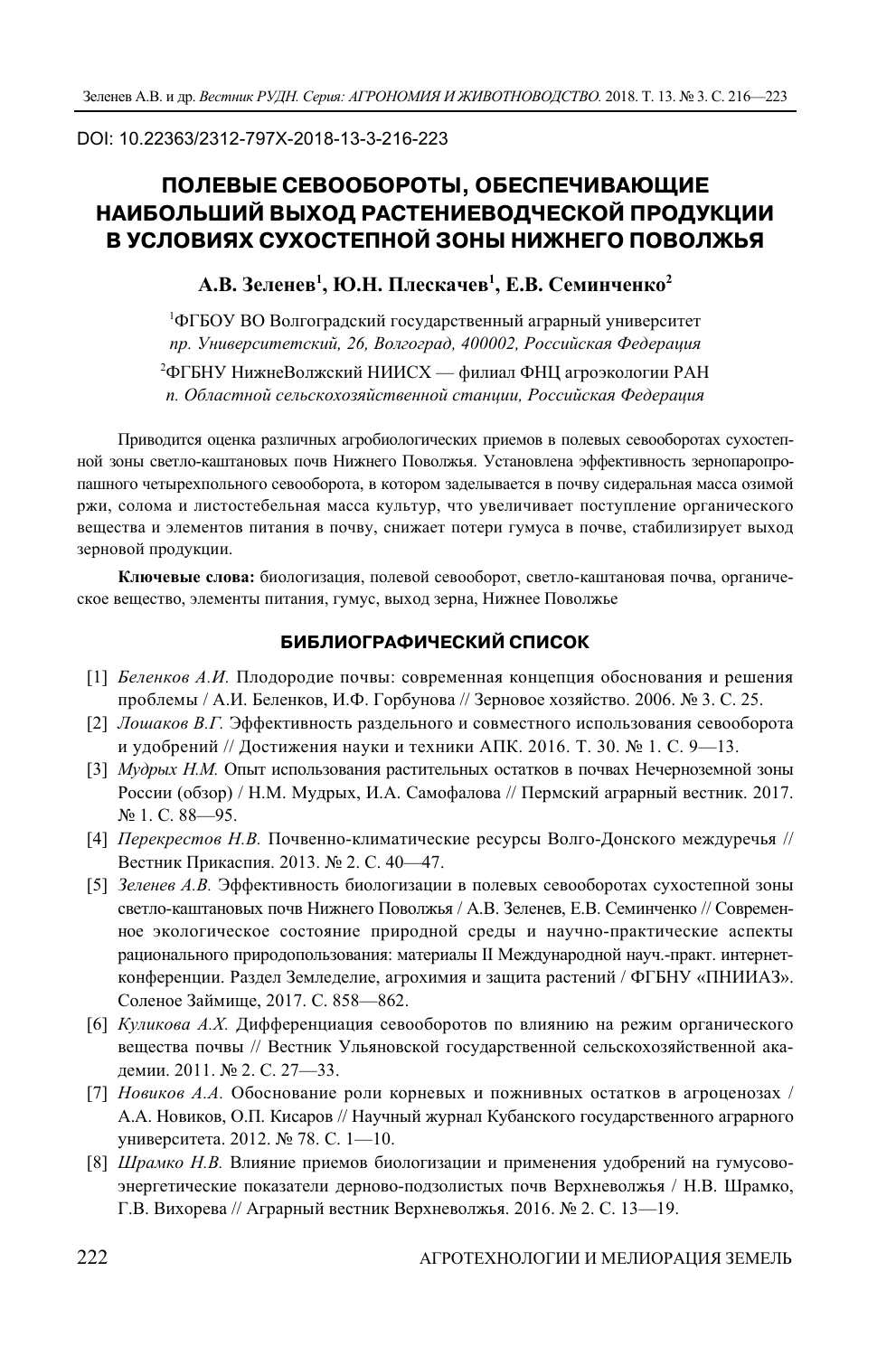DOI: 10.22363/2312-797X-2018-13-3-216-223

# ПОЛЕВЫЕ СЕВООБОРОТЫ, ОБЕСПЕЧИВАЮЩИЕ НАИБОЛЬШИЙ ВЫХОД РАСТЕНИЕВОДЧЕСКОЙ ПРОДУКЦИИ В УСЛОВИЯХ СУХОСТЕПНОЙ ЗОНЫ НИЖНЕГО ПОВОЛЖЬЯ

**А.В. Зеленев[1], Ю.Н. Плескачев[1], Е.В. Семинченко[2]**

[1]ФГБОУ ВО Волгоградский государственный аграрный университет
*пр. Университетский, 26, Волгоград, 400002, Российская Федерация*

[2]ФГБНУ НижнеВолжский НИИСХ — филиал ФНЦ агроэкологии РАН
*п. Областной сельскохозяйственной станции, Российская Федерация*

Приводится оценка различных агробиологических приемов в полевых севооборотах сухостепной зоны светло-каштановых почв Нижнего Поволжья. Установлена эффективность зернопаропропашного четырехпольного севооборота, в котором заделывается в почву сидеральная масса озимой ржи, солома и листостебельная масса культур, что увеличивает поступление органического вещества и элементов питания в почву, снижает потери гумуса в почве, стабилизирует выход зерновой продукции.

**Ключевые слова:** биологизация, полевой севооборот, светло-каштановая почва, органическое вещество, элементы питания, гумус, выход зерна, Нижнее Поволжье

## БИБЛИОГРАФИЧЕСКИЙ СПИСОК

[1] *Беленков А.И.* Плодородие почвы: современная концепция обоснования и решения проблемы / А.И. Беленков, И.Ф. Горбунова // Зерновое хозяйство. 2006. № 3. С. 25.

[2] *Лошаков В.Г.* Эффективность раздельного и совместного использования севооборота и удобрений // Достижения науки и техники АПК. 2016. Т. 30. № 1. С. 9—13.

[3] *Мудрых Н.М.* Опыт использования растительных остатков в почвах Нечерноземной зоны России (обзор) / Н.М. Мудрых, И.А. Самофалова // Пермский аграрный вестник. 2017. № 1. С. 88—95.

[4] *Перекрестов Н.В.* Почвенно-климатические ресурсы Волго-Донского междуречья // Вестник Прикаспия. 2013. № 2. С. 40—47.

[5] *Зеленев А.В.* Эффективность биологизации в полевых севооборотах сухостепной зоны светло-каштановых почв Нижнего Поволжья / А.В. Зеленев, Е.В. Семинченко // Современное экологическое состояние природной среды и научно-практические аспекты рационального природопользования: материалы II Международной науч.-практ. интернет-конференции. Раздел Земледелие, агрохимия и защита растений / ФГБНУ «ПНИИАЗ». Соленое Займище, 2017. С. 858—862.

[6] *Куликова А.Х.* Дифференциация севооборотов по влиянию на режим органического вещества почвы // Вестник Ульяновской государственной сельскохозяйственной академии. 2011. № 2. С. 27—33.

[7] *Новиков А.А.* Обоснование роли корневых и пожнивных остатков в агроценозах / А.А. Новиков, О.П. Кисаров // Научный журнал Кубанского государственного аграрного университета. 2012. № 78. С. 1—10.

[8] *Шрамко Н.В.* Влияние приемов биологизации и применения удобрений на гумусово-энергетические показатели дерново-подзолистых почв Верхневолжья / Н.В. Шрамко, Г.В. Вихорева // Аграрный вестник Верхневолжья. 2016. № 2. С. 13—19.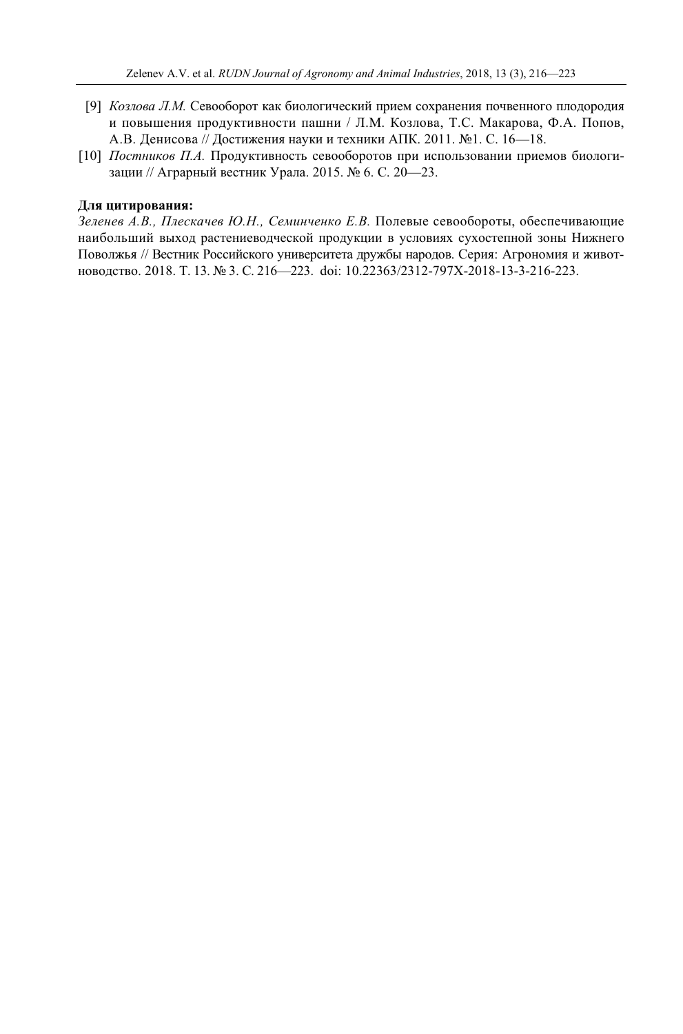[9] *Козлова Л.М.* Севооборот как биологический прием сохранения почвенного плодородия и повышения продуктивности пашни / Л.М. Козлова, Т.С. Макарова, Ф.А. Попов, А.В. Денисова // Достижения науки и техники АПК. 2011. №1. С. 16—18.

[10] *Постников П.А.* Продуктивность севооборотов при использовании приемов биологизации // Аграрный вестник Урала. 2015. № 6. С. 20—23.

**Для цитирования:**

*Зеленев А.В., Плескачев Ю.Н., Семинченко Е.В.* Полевые севообороты, обеспечивающие наибольший выход растениеводческой продукции в условиях сухостепной зоны Нижнего Поволжья // Вестник Российского университета дружбы народов. Серия: Агрономия и животноводство. 2018. Т. 13. № 3. С. 216—223. doi: 10.22363/2312-797X-2018-13-3-216-223.